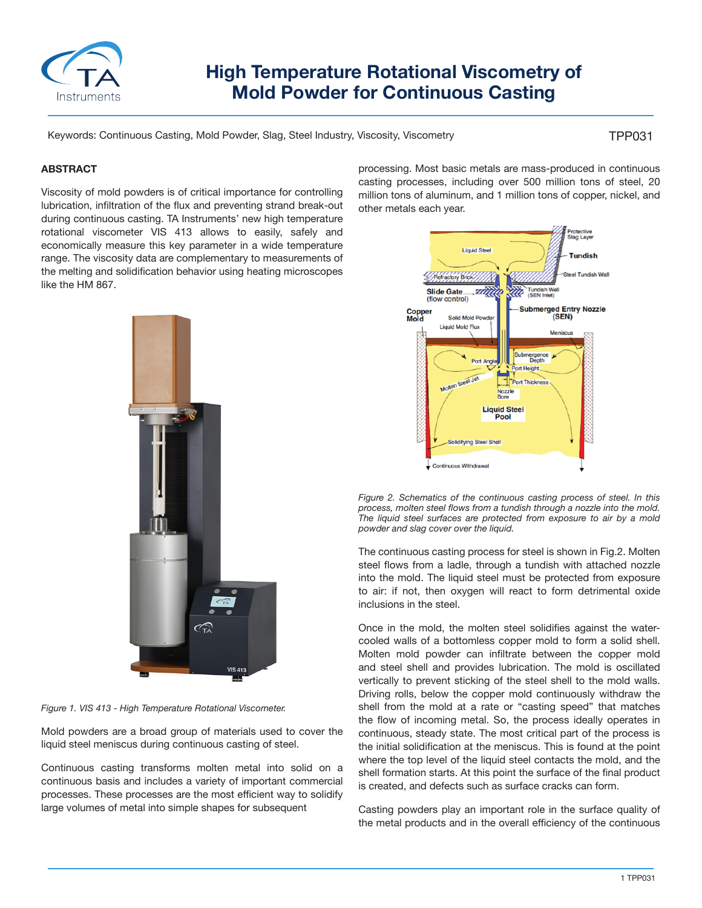# High Temperature Rotational Viscometry of Mold Powder for Continuous Casting

Keywords: Continuous Casting, Mold Powder, Slag, Steel Industry, Viscosity, Viscometry

TPP031

## ABSTRACT

Viscosity of mold powders is of critical importance for controlling lubrication, infiltration of the flux and preventing strand break-out during continuous casting. TA Instruments' new high temperature rotational viscometer VIS 413 allows to easily, safely and economically measure this key parameter in a wide temperature range. The viscosity data are complementary to measurements of the melting and solidification behavior using heating microscopes like the HM 867.

*Figure 1. VIS 413 - High Temperature Rotational Viscometer.*

Mold powders are a broad group of materials used to cover the liquid steel meniscus during continuous casting of steel.

Continuous casting transforms molten metal into solid on a continuous basis and includes a variety of important commercial processes. These processes are the most efficient way to solidify large volumes of metal into simple shapes for subsequent processing. Most basic metals are mass-produced in continuous casting processes, including over 500 million tons of steel, 20 million tons of aluminum, and 1 million tons of copper, nickel, and other metals each year.

*Figure 2. Schematics of the continuous casting process of steel. In this process, molten steel flows from a tundish through a nozzle into the mold. The liquid steel surfaces are protected from exposure to air by a mold powder and slag cover over the liquid.*

The continuous casting process for steel is shown in Fig.2. Molten steel flows from a ladle, through a tundish with attached nozzle into the mold. The liquid steel must be protected from exposure to air: if not, then oxygen will react to form detrimental oxide inclusions in the steel.

Once in the mold, the molten steel solidifies against the water-cooled walls of a bottomless copper mold to form a solid shell. Molten mold powder can infiltrate between the copper mold and steel shell and provides lubrication. The mold is oscillated vertically to prevent sticking of the steel shell to the mold walls. Driving rolls, below the copper mold continuously withdraw the shell from the mold at a rate or "casting speed" that matches the flow of incoming metal. So, the process ideally operates in continuous, steady state. The most critical part of the process is the initial solidification at the meniscus. This is found at the point where the top level of the liquid steel contacts the mold, and the shell formation starts. At this point the surface of the final product is created, and defects such as surface cracks can form.

Casting powders play an important role in the surface quality of the metal products and in the overall efficiency of the continuous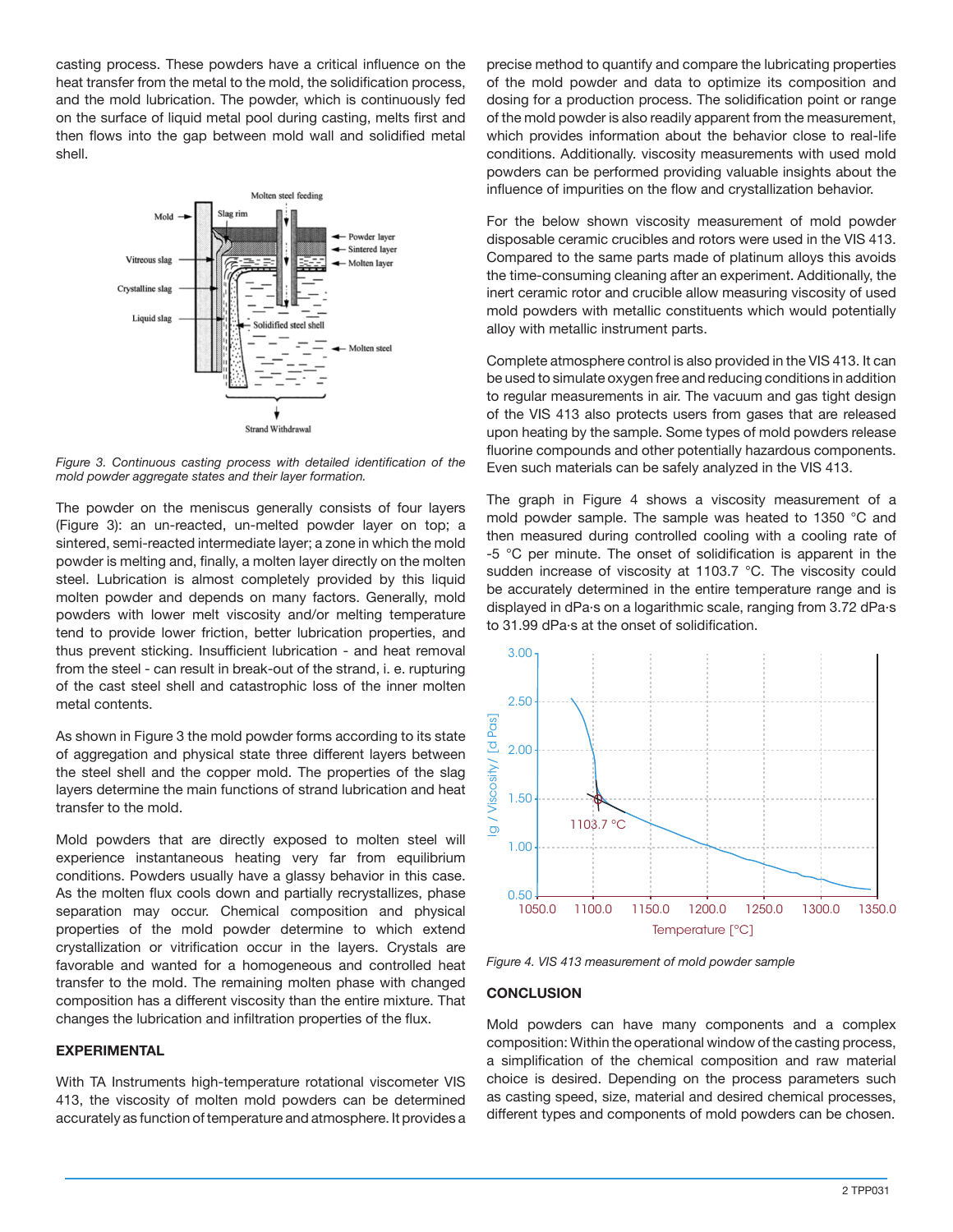casting process. These powders have a critical influence on the heat transfer from the metal to the mold, the solidification process, and the mold lubrication. The powder, which is continuously fed on the surface of liquid metal pool during casting, melts first and then flows into the gap between mold wall and solidified metal shell.

*Figure 3. Continuous casting process with detailed identification of the mold powder aggregate states and their layer formation.*

The powder on the meniscus generally consists of four layers (Figure 3): an un-reacted, un-melted powder layer on top; a sintered, semi-reacted intermediate layer; a zone in which the mold powder is melting and, finally, a molten layer directly on the molten steel. Lubrication is almost completely provided by this liquid molten powder and depends on many factors. Generally, mold powders with lower melt viscosity and/or melting temperature tend to provide lower friction, better lubrication properties, and thus prevent sticking. Insufficient lubrication - and heat removal from the steel - can result in break-out of the strand, i. e. rupturing of the cast steel shell and catastrophic loss of the inner molten metal contents.

As shown in Figure 3 the mold powder forms according to its state of aggregation and physical state three different layers between the steel shell and the copper mold. The properties of the slag layers determine the main functions of strand lubrication and heat transfer to the mold.

Mold powders that are directly exposed to molten steel will experience instantaneous heating very far from equilibrium conditions. Powders usually have a glassy behavior in this case. As the molten flux cools down and partially recrystallizes, phase separation may occur. Chemical composition and physical properties of the mold powder determine to which extend crystallization or vitrification occur in the layers. Crystals are favorable and wanted for a homogeneous and controlled heat transfer to the mold. The remaining molten phase with changed composition has a different viscosity than the entire mixture. That changes the lubrication and infiltration properties of the flux.

## EXPERIMENTAL

With TA Instruments high-temperature rotational viscometer VIS 413, the viscosity of molten mold powders can be determined accurately as function of temperature and atmosphere. It provides a precise method to quantify and compare the lubricating properties of the mold powder and data to optimize its composition and dosing for a production process. The solidification point or range of the mold powder is also readily apparent from the measurement, which provides information about the behavior close to real-life conditions. Additionally. viscosity measurements with used mold powders can be performed providing valuable insights about the influence of impurities on the flow and crystallization behavior.

For the below shown viscosity measurement of mold powder disposable ceramic crucibles and rotors were used in the VIS 413. Compared to the same parts made of platinum alloys this avoids the time-consuming cleaning after an experiment. Additionally, the inert ceramic rotor and crucible allow measuring viscosity of used mold powders with metallic constituents which would potentially alloy with metallic instrument parts.

Complete atmosphere control is also provided in the VIS 413. It can be used to simulate oxygen free and reducing conditions in addition to regular measurements in air. The vacuum and gas tight design of the VIS 413 also protects users from gases that are released upon heating by the sample. Some types of mold powders release fluorine compounds and other potentially hazardous components. Even such materials can be safely analyzed in the VIS 413.

The graph in Figure 4 shows a viscosity measurement of a mold powder sample. The sample was heated to 1350 °C and then measured during controlled cooling with a cooling rate of -5 °C per minute. The onset of solidification is apparent in the sudden increase of viscosity at 1103.7 °C. The viscosity could be accurately determined in the entire temperature range and is displayed in dPa·s on a logarithmic scale, ranging from 3.72 dPa·s to 31.99 dPa·s at the onset of solidification.

*Figure 4. VIS 413 measurement of mold powder sample*

## CONCLUSION

Mold powders can have many components and a complex composition: Within the operational window of the casting process, a simplification of the chemical composition and raw material choice is desired. Depending on the process parameters such as casting speed, size, material and desired chemical processes, different types and components of mold powders can be chosen.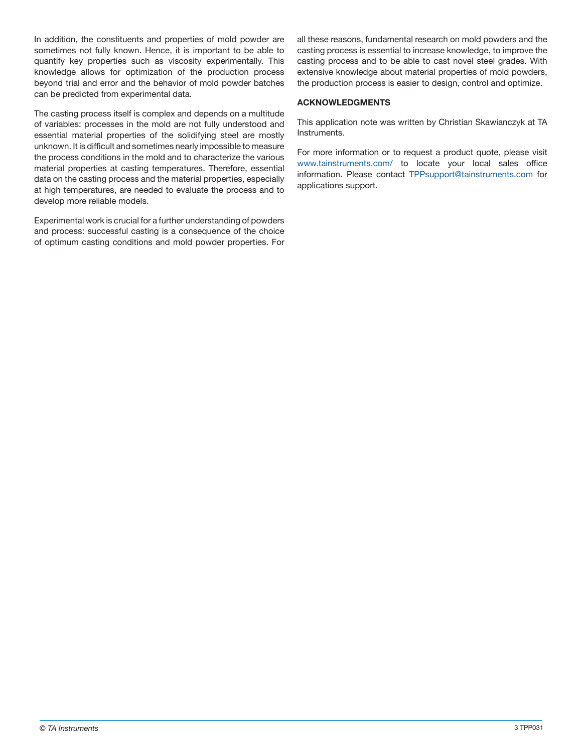In addition, the constituents and properties of mold powder are sometimes not fully known. Hence, it is important to be able to quantify key properties such as viscosity experimentally. This knowledge allows for optimization of the production process beyond trial and error and the behavior of mold powder batches can be predicted from experimental data.

The casting process itself is complex and depends on a multitude of variables: processes in the mold are not fully understood and essential material properties of the solidifying steel are mostly unknown. It is difficult and sometimes nearly impossible to measure the process conditions in the mold and to characterize the various material properties at casting temperatures. Therefore, essential data on the casting process and the material properties, especially at high temperatures, are needed to evaluate the process and to develop more reliable models.

Experimental work is crucial for a further understanding of powders and process: successful casting is a consequence of the choice of optimum casting conditions and mold powder properties. For all these reasons, fundamental research on mold powders and the casting process is essential to increase knowledge, to improve the casting process and to be able to cast novel steel grades. With extensive knowledge about material properties of mold powders, the production process is easier to design, control and optimize.

## ACKNOWLEDGMENTS

This application note was written by Christian Skawianczyk at TA Instruments.

For more information or to request a product quote, please visit www.tainstruments.com/ to locate your local sales office information. Please contact TPPsupport@tainstruments.com for applications support.